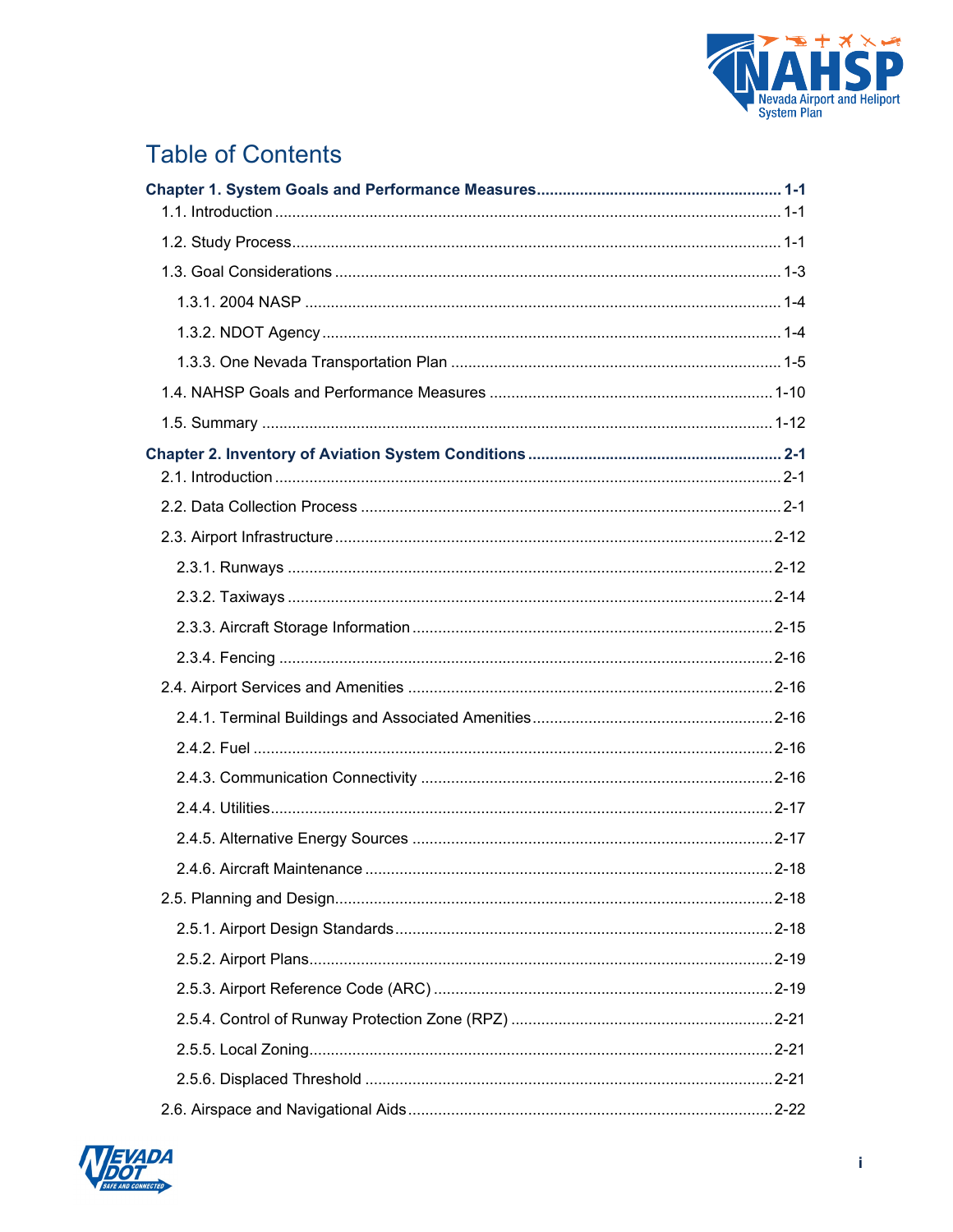# Table of Contents

**Chapter 1. System Goals and Performance Measures ........................................................ 1-1**

1.1. Introduction .................................................................................................................... 1-1

1.2. Study Process................................................................................................................. 1-1

1.3. Goal Considerations ....................................................................................................... 1-3

1.3.1. 2004 NASP ............................................................................................................. 1-4

1.3.2. NDOT Agency .......................................................................................................... 1-4

1.3.3. One Nevada Transportation Plan ............................................................................ 1-5

1.4. NAHSP Goals and Performance Measures ................................................................. 1-10

1.5. Summary ..................................................................................................................... 1-12

**Chapter 2. Inventory of Aviation System Conditions .......................................................... 2-1**

2.1. Introduction .................................................................................................................... 2-1

2.2. Data Collection Process ................................................................................................. 2-1

2.3. Airport Infrastructure ..................................................................................................... 2-12

2.3.1. Runways ............................................................................................................... 2-12

2.3.2. Taxiways ............................................................................................................... 2-14

2.3.3. Aircraft Storage Information .................................................................................. 2-15

2.3.4. Fencing ................................................................................................................. 2-16

2.4. Airport Services and Amenities .................................................................................... 2-16

2.4.1. Terminal Buildings and Associated Amenities ....................................................... 2-16

2.4.2. Fuel ....................................................................................................................... 2-16

2.4.3. Communication Connectivity ................................................................................. 2-16

2.4.4. Utilities................................................................................................................... 2-17

2.4.5. Alternative Energy Sources ................................................................................... 2-17

2.4.6. Aircraft Maintenance .............................................................................................. 2-18

2.5. Planning and Design..................................................................................................... 2-18

2.5.1. Airport Design Standards ....................................................................................... 2-18

2.5.2. Airport Plans........................................................................................................... 2-19

2.5.3. Airport Reference Code (ARC) .............................................................................. 2-19

2.5.4. Control of Runway Protection Zone (RPZ) ............................................................. 2-21

2.5.5. Local Zoning........................................................................................................... 2-21

2.5.6. Displaced Threshold .............................................................................................. 2-21

2.6. Airspace and Navigational Aids.................................................................................... 2-22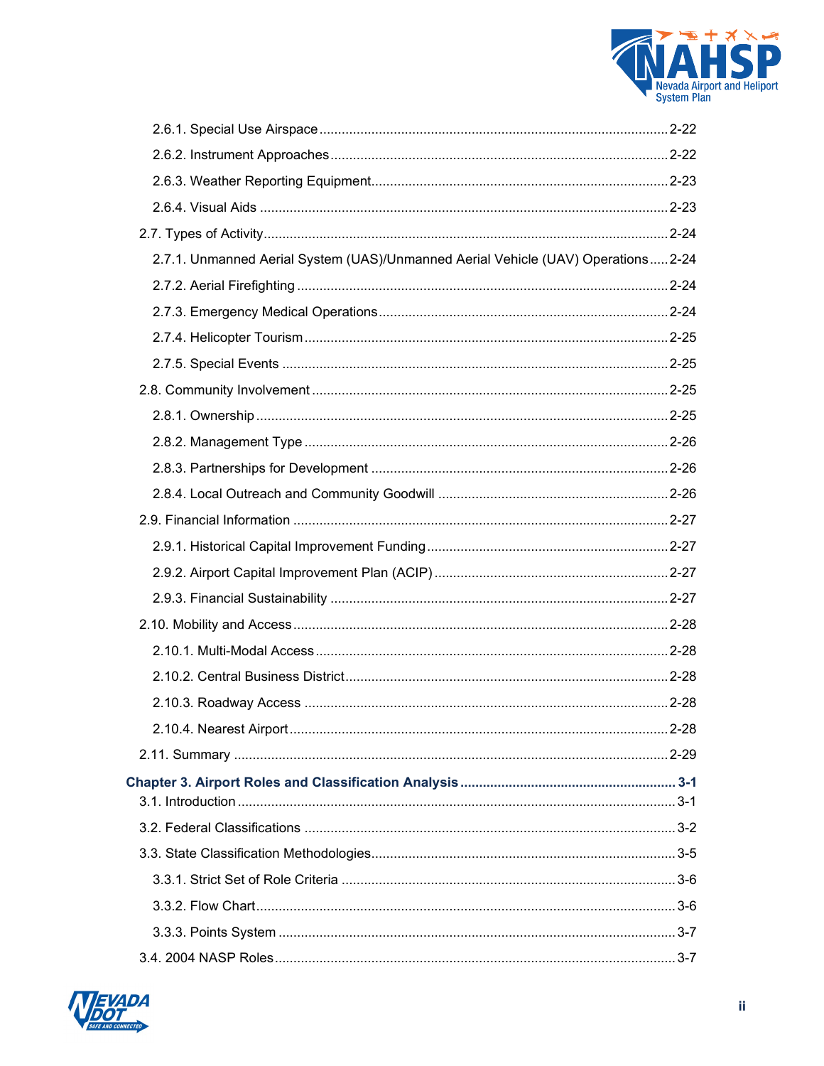2.6.1. Special Use Airspace ........................................................................................ 2-22

2.6.2. Instrument Approaches ........................................................................................ 2-22

2.6.3. Weather Reporting Equipment ........................................................................................ 2-23

2.6.4. Visual Aids ........................................................................................ 2-23

2.7. Types of Activity ........................................................................................ 2-24

2.7.1. Unmanned Aerial System (UAS)/Unmanned Aerial Vehicle (UAV) Operations ..... 2-24

2.7.2. Aerial Firefighting ........................................................................................ 2-24

2.7.3. Emergency Medical Operations ........................................................................................ 2-24

2.7.4. Helicopter Tourism ........................................................................................ 2-25

2.7.5. Special Events ........................................................................................ 2-25

2.8. Community Involvement ........................................................................................ 2-25

2.8.1. Ownership ........................................................................................ 2-25

2.8.2. Management Type ........................................................................................ 2-26

2.8.3. Partnerships for Development ........................................................................................ 2-26

2.8.4. Local Outreach and Community Goodwill ........................................................................................ 2-26

2.9. Financial Information ........................................................................................ 2-27

2.9.1. Historical Capital Improvement Funding ........................................................................................ 2-27

2.9.2. Airport Capital Improvement Plan (ACIP) ........................................................................................ 2-27

2.9.3. Financial Sustainability ........................................................................................ 2-27

2.10. Mobility and Access ........................................................................................ 2-28

2.10.1. Multi-Modal Access ........................................................................................ 2-28

2.10.2. Central Business District ........................................................................................ 2-28

2.10.3. Roadway Access ........................................................................................ 2-28

2.10.4. Nearest Airport ........................................................................................ 2-28

2.11. Summary ........................................................................................ 2-29

**Chapter 3. Airport Roles and Classification Analysis ........................................................................................ 3-1**

3.1. Introduction ........................................................................................ 3-1

3.2. Federal Classifications ........................................................................................ 3-2

3.3. State Classification Methodologies ........................................................................................ 3-5

3.3.1. Strict Set of Role Criteria ........................................................................................ 3-6

3.3.2. Flow Chart ........................................................................................ 3-6

3.3.3. Points System ........................................................................................ 3-7

3.4. 2004 NASP Roles ........................................................................................ 3-7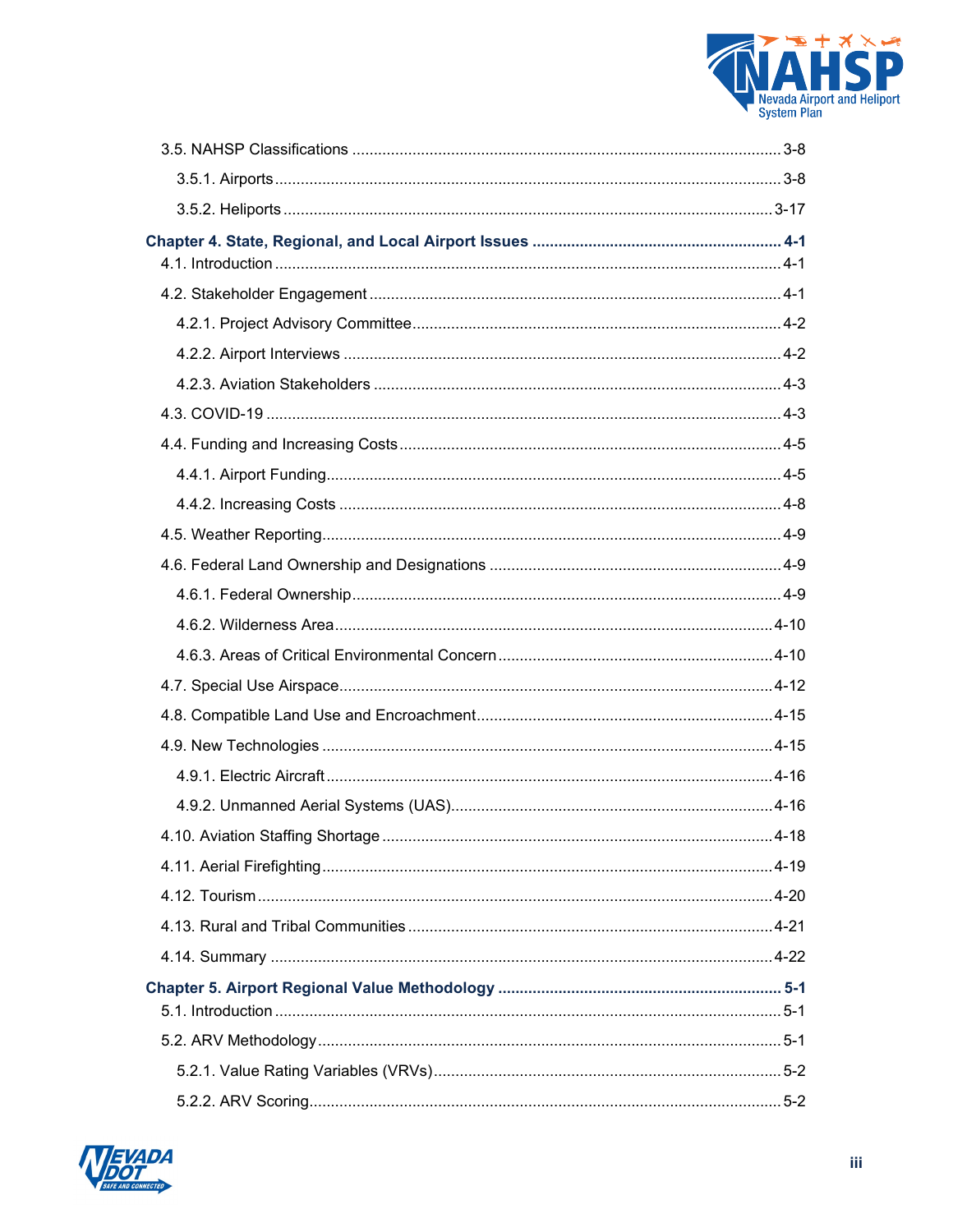3.5. NAHSP Classifications .......... 3-8

3.5.1. Airports .......... 3-8

3.5.2. Heliports .......... 3-17

**Chapter 4. State, Regional, and Local Airport Issues .......... 4-1**

4.1. Introduction .......... 4-1

4.2. Stakeholder Engagement .......... 4-1

4.2.1. Project Advisory Committee .......... 4-2

4.2.2. Airport Interviews .......... 4-2

4.2.3. Aviation Stakeholders .......... 4-3

4.3. COVID-19 .......... 4-3

4.4. Funding and Increasing Costs .......... 4-5

4.4.1. Airport Funding .......... 4-5

4.4.2. Increasing Costs .......... 4-8

4.5. Weather Reporting .......... 4-9

4.6. Federal Land Ownership and Designations .......... 4-9

4.6.1. Federal Ownership .......... 4-9

4.6.2. Wilderness Area .......... 4-10

4.6.3. Areas of Critical Environmental Concern .......... 4-10

4.7. Special Use Airspace .......... 4-12

4.8. Compatible Land Use and Encroachment .......... 4-15

4.9. New Technologies .......... 4-15

4.9.1. Electric Aircraft .......... 4-16

4.9.2. Unmanned Aerial Systems (UAS) .......... 4-16

4.10. Aviation Staffing Shortage .......... 4-18

4.11. Aerial Firefighting .......... 4-19

4.12. Tourism .......... 4-20

4.13. Rural and Tribal Communities .......... 4-21

4.14. Summary .......... 4-22

**Chapter 5. Airport Regional Value Methodology .......... 5-1**

5.1. Introduction .......... 5-1

5.2. ARV Methodology .......... 5-1

5.2.1. Value Rating Variables (VRVs) .......... 5-2

5.2.2. ARV Scoring .......... 5-2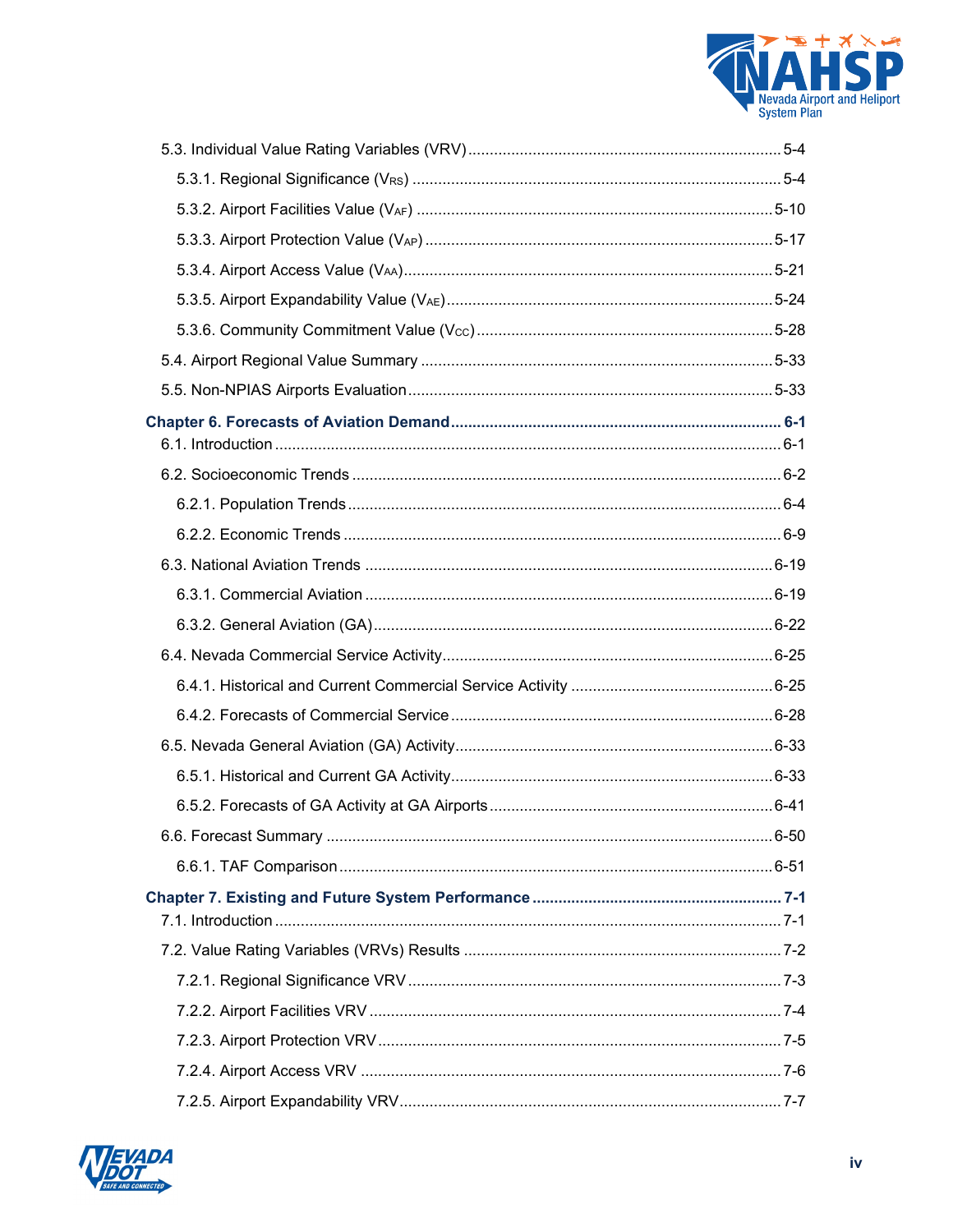5.3. Individual Value Rating Variables (VRV) ........................................................................ 5-4

5.3.1. Regional Significance ($V_{RS}$) ..................................................................................... 5-4

5.3.2. Airport Facilities Value ($V_{AF}$) .................................................................................. 5-10

5.3.3. Airport Protection Value ($V_{AP}$) ................................................................................ 5-17

5.3.4. Airport Access Value ($V_{AA}$) ..................................................................................... 5-21

5.3.5. Airport Expandability Value ($V_{AE}$) ........................................................................... 5-24

5.3.6. Community Commitment Value ($V_{CC}$) .................................................................... 5-28

5.4. Airport Regional Value Summary ................................................................................. 5-33

5.5. Non-NPIAS Airports Evaluation .................................................................................... 5-33

**Chapter 6. Forecasts of Aviation Demand ............................................................................ 6-1**

6.1. Introduction ..................................................................................................................... 6-1

6.2. Socioeconomic Trends .................................................................................................. 6-2

6.2.1. Population Trends ................................................................................................... 6-4

6.2.2. Economic Trends ..................................................................................................... 6-9

6.3. National Aviation Trends ............................................................................................. 6-19

6.3.1. Commercial Aviation .............................................................................................. 6-19

6.3.2. General Aviation (GA) ............................................................................................ 6-22

6.4. Nevada Commercial Service Activity ........................................................................... 6-25

6.4.1. Historical and Current Commercial Service Activity ............................................... 6-25

6.4.2. Forecasts of Commercial Service .......................................................................... 6-28

6.5. Nevada General Aviation (GA) Activity ........................................................................ 6-33

6.5.1. Historical and Current GA Activity .......................................................................... 6-33

6.5.2. Forecasts of GA Activity at GA Airports ................................................................. 6-41

6.6. Forecast Summary ....................................................................................................... 6-50

6.6.1. TAF Comparison .................................................................................................... 6-51

**Chapter 7. Existing and Future System Performance ......................................................... 7-1**

7.1. Introduction ..................................................................................................................... 7-1

7.2. Value Rating Variables (VRVs) Results ......................................................................... 7-2

7.2.1. Regional Significance VRV ...................................................................................... 7-3

7.2.2. Airport Facilities VRV ............................................................................................... 7-4

7.2.3. Airport Protection VRV ............................................................................................. 7-5

7.2.4. Airport Access VRV ................................................................................................. 7-6

7.2.5. Airport Expandability VRV ........................................................................................ 7-7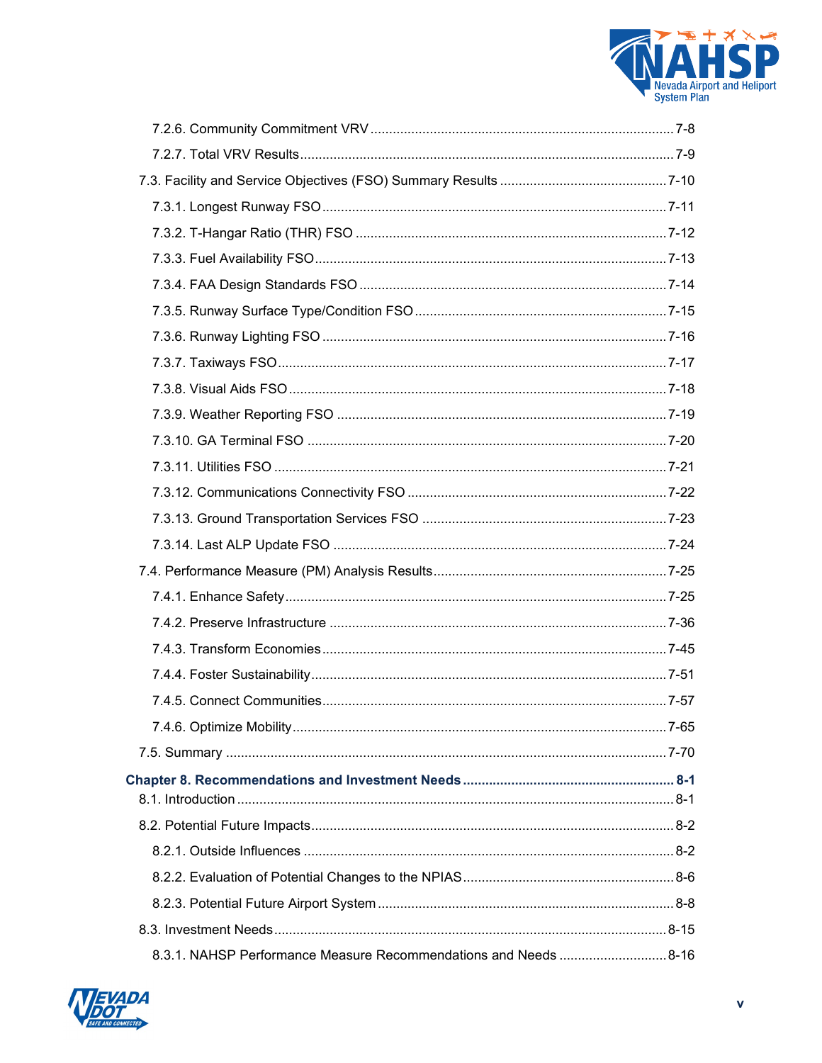7.2.6. Community Commitment VRV ....................................................................... 7-8

7.2.7. Total VRV Results ........................................................................................... 7-9

7.3. Facility and Service Objectives (FSO) Summary Results .............................................. 7-10

7.3.1. Longest Runway FSO ....................................................................................... 7-11

7.3.2. T-Hangar Ratio (THR) FSO ............................................................................. 7-12

7.3.3. Fuel Availability FSO ....................................................................................... 7-13

7.3.4. FAA Design Standards FSO ............................................................................ 7-14

7.3.5. Runway Surface Type/Condition FSO ............................................................. 7-15

7.3.6. Runway Lighting FSO ...................................................................................... 7-16

7.3.7. Taxiways FSO ................................................................................................... 7-17

7.3.8. Visual Aids FSO ............................................................................................... 7-18

7.3.9. Weather Reporting FSO .................................................................................. 7-19

7.3.10. GA Terminal FSO ........................................................................................... 7-20

7.3.11. Utilities FSO ................................................................................................... 7-21

7.3.12. Communications Connectivity FSO ............................................................... 7-22

7.3.13. Ground Transportation Services FSO ............................................................ 7-23

7.3.14. Last ALP Update FSO .................................................................................... 7-24

7.4. Performance Measure (PM) Analysis Results ............................................................. 7-25

7.4.1. Enhance Safety ................................................................................................. 7-25

7.4.2. Preserve Infrastructure .................................................................................... 7-36

7.4.3. Transform Economies ...................................................................................... 7-45

7.4.4. Foster Sustainability ......................................................................................... 7-51

7.4.5. Connect Communities ...................................................................................... 7-57

7.4.6. Optimize Mobility .............................................................................................. 7-65

7.5. Summary ..................................................................................................................... 7-70

**Chapter 8. Recommendations and Investment Needs ........................................................ 8-1**

8.1. Introduction ................................................................................................................... 8-1

8.2. Potential Future Impacts ............................................................................................... 8-2

8.2.1. Outside Influences ............................................................................................. 8-2

8.2.2. Evaluation of Potential Changes to the NPIAS .................................................. 8-6

8.2.3. Potential Future Airport System ......................................................................... 8-8

8.3. Investment Needs ......................................................................................................... 8-15

8.3.1. NAHSP Performance Measure Recommendations and Needs ........................ 8-16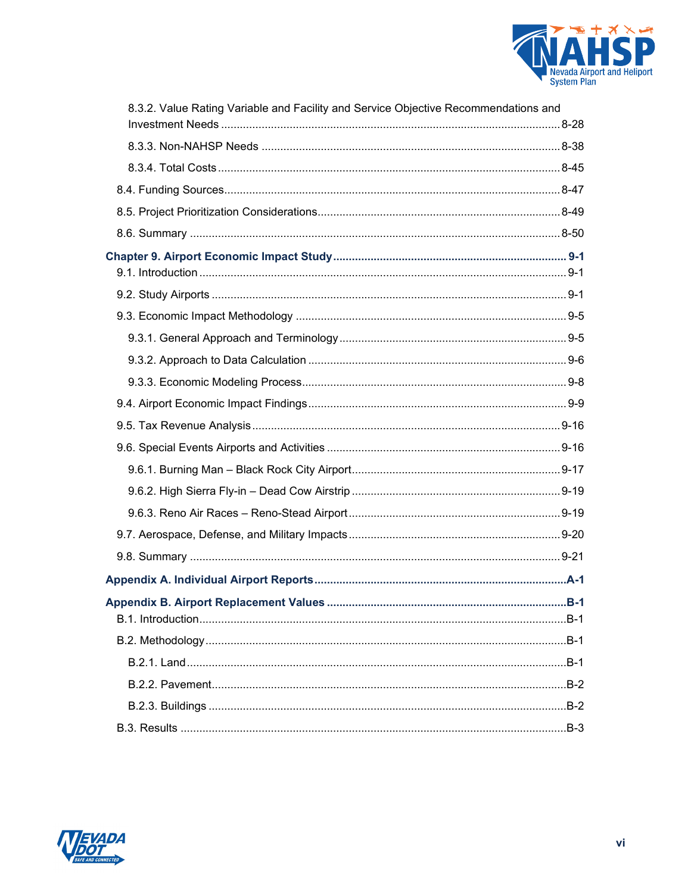8.3.2. Value Rating Variable and Facility and Service Objective Recommendations and Investment Needs ........................................................................................................ 8-28

8.3.3. Non-NAHSP Needs ............................................................................................ 8-38

8.3.4. Total Costs .......................................................................................................... 8-45

8.4. Funding Sources ....................................................................................................... 8-47

8.5. Project Prioritization Considerations ......................................................................... 8-49

8.6. Summary .................................................................................................................. 8-50

**Chapter 9. Airport Economic Impact Study ......................................................................... 9-1**

9.1. Introduction ................................................................................................................. 9-1

9.2. Study Airports ............................................................................................................. 9-1

9.3. Economic Impact Methodology .................................................................................. 9-5

9.3.1. General Approach and Terminology ..................................................................... 9-5

9.3.2. Approach to Data Calculation ............................................................................... 9-6

9.3.3. Economic Modeling Process ................................................................................. 9-8

9.4. Airport Economic Impact Findings .............................................................................. 9-9

9.5. Tax Revenue Analysis .............................................................................................. 9-16

9.6. Special Events Airports and Activities ....................................................................... 9-16

9.6.1. Burning Man – Black Rock City Airport ............................................................... 9-17

9.6.2. High Sierra Fly-in – Dead Cow Airstrip ............................................................... 9-19

9.6.3. Reno Air Races – Reno-Stead Airport ................................................................. 9-19

9.7. Aerospace, Defense, and Military Impacts ................................................................ 9-20

9.8. Summary .................................................................................................................. 9-21

**Appendix A. Individual Airport Reports ............................................................................. A-1**

**Appendix B. Airport Replacement Values ......................................................................... B-1**

B.1. Introduction ................................................................................................................ B-1

B.2. Methodology .............................................................................................................. B-1

B.2.1. Land ..................................................................................................................... B-1

B.2.2. Pavement ............................................................................................................. B-2

B.2.3. Buildings .............................................................................................................. B-2

B.3. Results ....................................................................................................................... B-3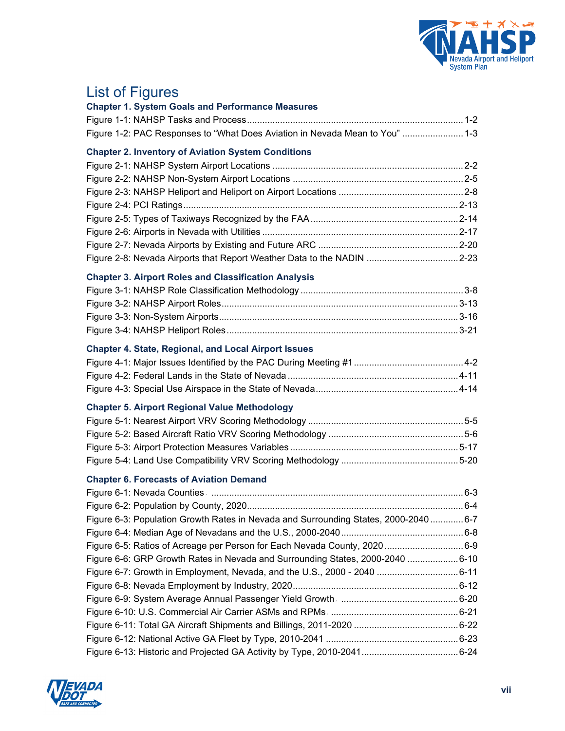# List of Figures

### Chapter 1. System Goals and Performance Measures

Figure 1-1: NAHSP Tasks and Process .......... 1-2
Figure 1-2: PAC Responses to "What Does Aviation in Nevada Mean to You" .......... 1-3

### Chapter 2. Inventory of Aviation System Conditions

Figure 2-1: NAHSP System Airport Locations .......... 2-2
Figure 2-2: NAHSP Non-System Airport Locations .......... 2-5
Figure 2-3: NAHSP Heliport and Heliport on Airport Locations .......... 2-8
Figure 2-4: PCI Ratings .......... 2-13
Figure 2-5: Types of Taxiways Recognized by the FAA .......... 2-14
Figure 2-6: Airports in Nevada with Utilities .......... 2-17
Figure 2-7: Nevada Airports by Existing and Future ARC .......... 2-20
Figure 2-8: Nevada Airports that Report Weather Data to the NADIN .......... 2-23

### Chapter 3. Airport Roles and Classification Analysis

Figure 3-1: NAHSP Role Classification Methodology .......... 3-8
Figure 3-2: NAHSP Airport Roles .......... 3-13
Figure 3-3: Non-System Airports .......... 3-16
Figure 3-4: NAHSP Heliport Roles .......... 3-21

### Chapter 4. State, Regional, and Local Airport Issues

Figure 4-1: Major Issues Identified by the PAC During Meeting #1 .......... 4-2
Figure 4-2: Federal Lands in the State of Nevada .......... 4-11
Figure 4-3: Special Use Airspace in the State of Nevada .......... 4-14

### Chapter 5. Airport Regional Value Methodology

Figure 5-1: Nearest Airport VRV Scoring Methodology .......... 5-5
Figure 5-2: Based Aircraft Ratio VRV Scoring Methodology .......... 5-6
Figure 5-3: Airport Protection Measures Variables .......... 5-17
Figure 5-4: Land Use Compatibility VRV Scoring Methodology .......... 5-20

### Chapter 6. Forecasts of Aviation Demand

Figure 6-1: Nevada Counties .......... 6-3
Figure 6-2: Population by County, 2020 .......... 6-4
Figure 6-3: Population Growth Rates in Nevada and Surrounding States, 2000-2040 .......... 6-7
Figure 6-4: Median Age of Nevadans and the U.S., 2000-2040 .......... 6-8
Figure 6-5: Ratios of Acreage per Person for Each Nevada County, 2020 .......... 6-9
Figure 6-6: GRP Growth Rates in Nevada and Surrounding States, 2000-2040 .......... 6-10
Figure 6-7: Growth in Employment, Nevada, and the U.S., 2000 - 2040 .......... 6-11
Figure 6-8: Nevada Employment by Industry, 2020 .......... 6-12
Figure 6-9: System Average Annual Passenger Yield Growth .......... 6-20
Figure 6-10: U.S. Commercial Air Carrier ASMs and RPMs .......... 6-21
Figure 6-11: Total GA Aircraft Shipments and Billings, 2011-2020 .......... 6-22
Figure 6-12: National Active GA Fleet by Type, 2010-2041 .......... 6-23
Figure 6-13: Historic and Projected GA Activity by Type, 2010-2041 .......... 6-24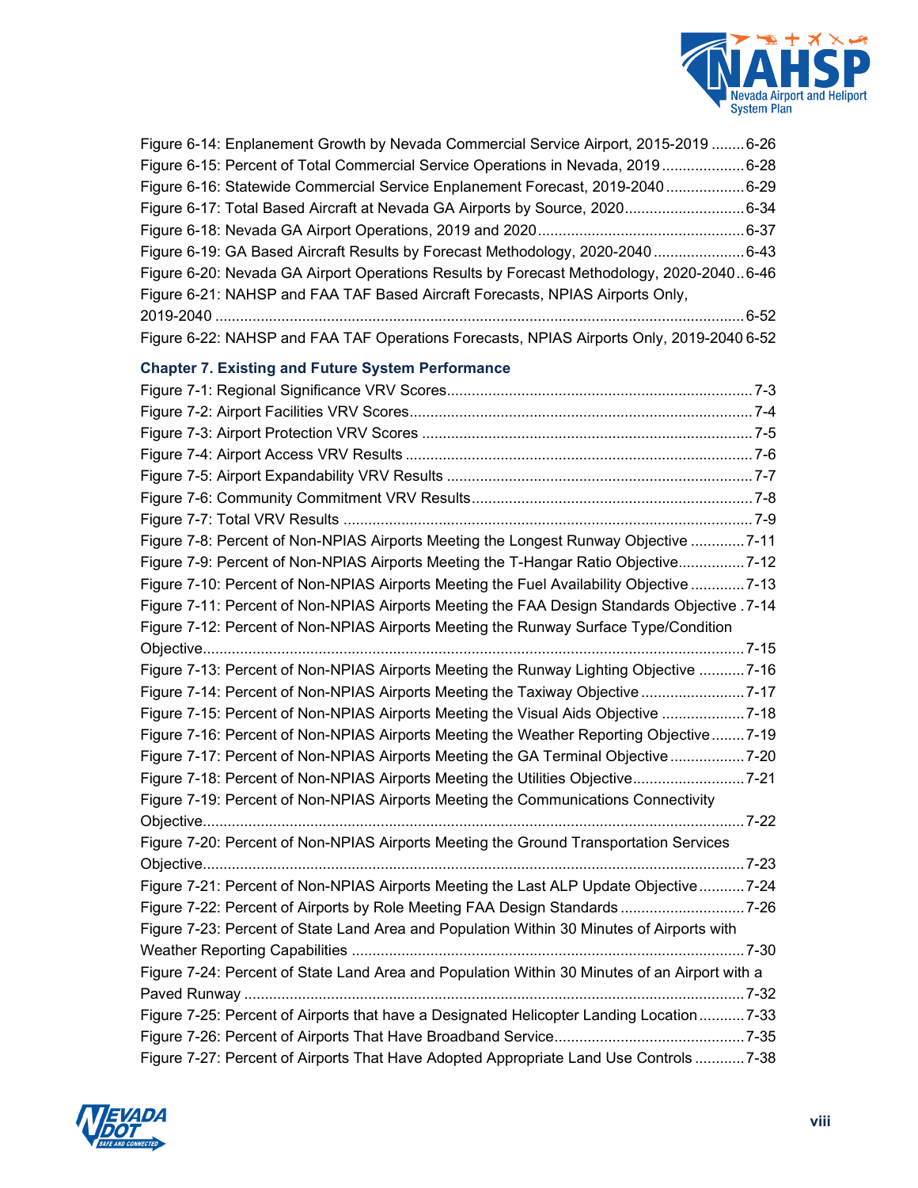Figure 6-14: Enplanement Growth by Nevada Commercial Service Airport, 2015-2019 ........6-26
Figure 6-15: Percent of Total Commercial Service Operations in Nevada, 2019 ....................6-28
Figure 6-16: Statewide Commercial Service Enplanement Forecast, 2019-2040 ..................6-29
Figure 6-17: Total Based Aircraft at Nevada GA Airports by Source, 2020............................6-34
Figure 6-18: Nevada GA Airport Operations, 2019 and 2020 .................................................6-37
Figure 6-19: GA Based Aircraft Results by Forecast Methodology, 2020-2040 ......................6-43
Figure 6-20: Nevada GA Airport Operations Results by Forecast Methodology, 2020-2040..6-46
Figure 6-21: NAHSP and FAA TAF Based Aircraft Forecasts, NPIAS Airports Only, 2019-2040 ..............................................................................................................................6-52
Figure 6-22: NAHSP and FAA TAF Operations Forecasts, NPIAS Airports Only, 2019-2040 6-52

### Chapter 7. Existing and Future System Performance

Figure 7-1: Regional Significance VRV Scores.........................................................................7-3
Figure 7-2: Airport Facilities VRV Scores..................................................................................7-4
Figure 7-3: Airport Protection VRV Scores ...............................................................................7-5
Figure 7-4: Airport Access VRV Results ...................................................................................7-6
Figure 7-5: Airport Expandability VRV Results .........................................................................7-7
Figure 7-6: Community Commitment VRV Results...................................................................7-8
Figure 7-7: Total VRV Results ..................................................................................................7-9
Figure 7-8: Percent of Non-NPIAS Airports Meeting the Longest Runway Objective .............7-11
Figure 7-9: Percent of Non-NPIAS Airports Meeting the T-Hangar Ratio Objective................7-12
Figure 7-10: Percent of Non-NPIAS Airports Meeting the Fuel Availability Objective .............7-13
Figure 7-11: Percent of Non-NPIAS Airports Meeting the FAA Design Standards Objective .7-14
Figure 7-12: Percent of Non-NPIAS Airports Meeting the Runway Surface Type/Condition Objective.................................................................................................................................7-15
Figure 7-13: Percent of Non-NPIAS Airports Meeting the Runway Lighting Objective ...........7-16
Figure 7-14: Percent of Non-NPIAS Airports Meeting the Taxiway Objective .........................7-17
Figure 7-15: Percent of Non-NPIAS Airports Meeting the Visual Aids Objective ....................7-18
Figure 7-16: Percent of Non-NPIAS Airports Meeting the Weather Reporting Objective........7-19
Figure 7-17: Percent of Non-NPIAS Airports Meeting the GA Terminal Objective ..................7-20
Figure 7-18: Percent of Non-NPIAS Airports Meeting the Utilities Objective...........................7-21
Figure 7-19: Percent of Non-NPIAS Airports Meeting the Communications Connectivity Objective.................................................................................................................................7-22
Figure 7-20: Percent of Non-NPIAS Airports Meeting the Ground Transportation Services Objective.................................................................................................................................7-23
Figure 7-21: Percent of Non-NPIAS Airports Meeting the Last ALP Update Objective...........7-24
Figure 7-22: Percent of Airports by Role Meeting FAA Design Standards .............................7-26
Figure 7-23: Percent of State Land Area and Population Within 30 Minutes of Airports with Weather Reporting Capabilities ..............................................................................................7-30
Figure 7-24: Percent of State Land Area and Population Within 30 Minutes of an Airport with a Paved Runway .......................................................................................................................7-32
Figure 7-25: Percent of Airports that have a Designated Helicopter Landing Location...........7-33
Figure 7-26: Percent of Airports That Have Broadband Service.............................................7-35
Figure 7-27: Percent of Airports That Have Adopted Appropriate Land Use Controls ...........7-38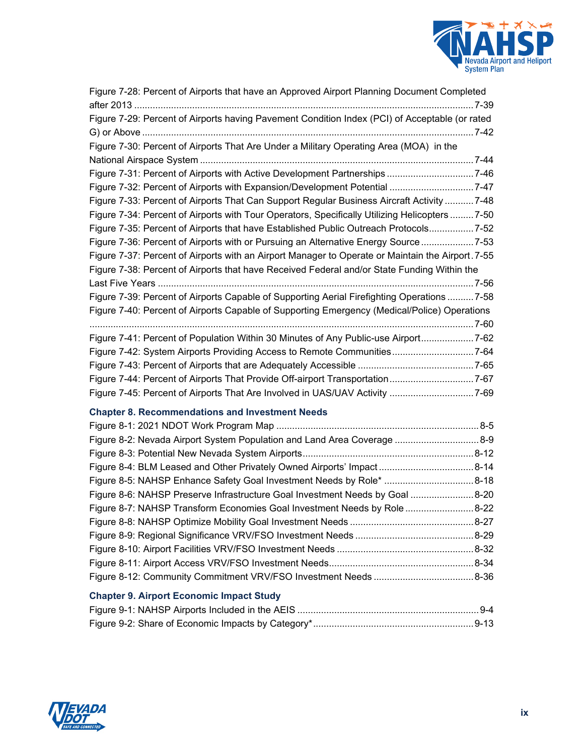Figure 7-28: Percent of Airports that have an Approved Airport Planning Document Completed after 2013 ........ 7-39

Figure 7-29: Percent of Airports having Pavement Condition Index (PCI) of Acceptable (or rated G) or Above ........ 7-42

Figure 7-30: Percent of Airports That Are Under a Military Operating Area (MOA) in the National Airspace System ........ 7-44

Figure 7-31: Percent of Airports with Active Development Partnerships ........ 7-46

Figure 7-32: Percent of Airports with Expansion/Development Potential ........ 7-47

Figure 7-33: Percent of Airports That Can Support Regular Business Aircraft Activity ........ 7-48

Figure 7-34: Percent of Airports with Tour Operators, Specifically Utilizing Helicopters ........ 7-50

Figure 7-35: Percent of Airports that have Established Public Outreach Protocols ........ 7-52

Figure 7-36: Percent of Airports with or Pursuing an Alternative Energy Source ........ 7-53

Figure 7-37: Percent of Airports with an Airport Manager to Operate or Maintain the Airport ........ 7-55

Figure 7-38: Percent of Airports that have Received Federal and/or State Funding Within the Last Five Years ........ 7-56

Figure 7-39: Percent of Airports Capable of Supporting Aerial Firefighting Operations ........ 7-58

Figure 7-40: Percent of Airports Capable of Supporting Emergency (Medical/Police) Operations ........ 7-60

Figure 7-41: Percent of Population Within 30 Minutes of Any Public-use Airport ........ 7-62

Figure 7-42: System Airports Providing Access to Remote Communities ........ 7-64

Figure 7-43: Percent of Airports that are Adequately Accessible ........ 7-65

Figure 7-44: Percent of Airports That Provide Off-airport Transportation ........ 7-67

Figure 7-45: Percent of Airports That Are Involved in UAS/UAV Activity ........ 7-69

### Chapter 8. Recommendations and Investment Needs

Figure 8-1: 2021 NDOT Work Program Map ........ 8-5

Figure 8-2: Nevada Airport System Population and Land Area Coverage ........ 8-9

Figure 8-3: Potential New Nevada System Airports ........ 8-12

Figure 8-4: BLM Leased and Other Privately Owned Airports' Impact ........ 8-14

Figure 8-5: NAHSP Enhance Safety Goal Investment Needs by Role* ........ 8-18

Figure 8-6: NAHSP Preserve Infrastructure Goal Investment Needs by Goal ........ 8-20

Figure 8-7: NAHSP Transform Economies Goal Investment Needs by Role ........ 8-22

Figure 8-8: NAHSP Optimize Mobility Goal Investment Needs ........ 8-27

Figure 8-9: Regional Significance VRV/FSO Investment Needs ........ 8-29

Figure 8-10: Airport Facilities VRV/FSO Investment Needs ........ 8-32

Figure 8-11: Airport Access VRV/FSO Investment Needs ........ 8-34

Figure 8-12: Community Commitment VRV/FSO Investment Needs ........ 8-36

### Chapter 9. Airport Economic Impact Study

Figure 9-1: NAHSP Airports Included in the AEIS ........ 9-4

Figure 9-2: Share of Economic Impacts by Category* ........ 9-13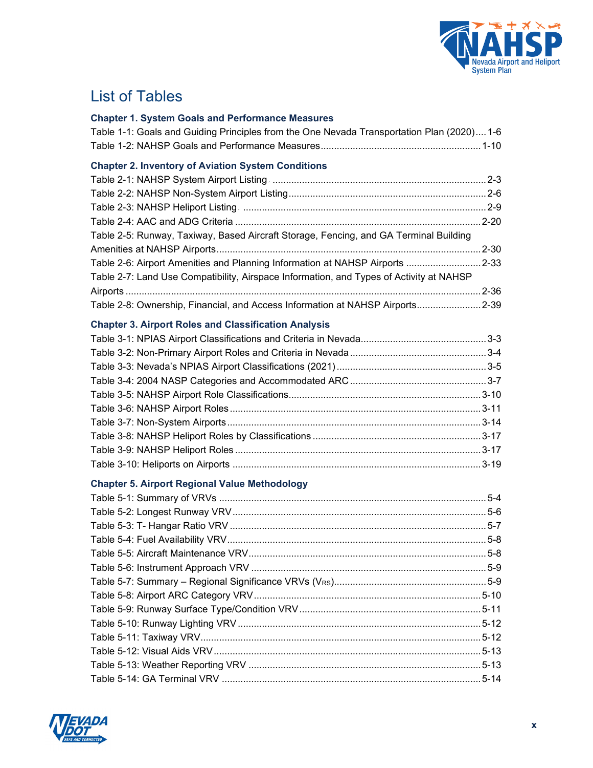# List of Tables

### Chapter 1. System Goals and Performance Measures

Table 1-1: Goals and Guiding Principles from the One Nevada Transportation Plan (2020) .... 1-6
Table 1-2: NAHSP Goals and Performance Measures ........................................................... 1-10

### Chapter 2. Inventory of Aviation System Conditions

Table 2-1: NAHSP System Airport Listing ............................................................................... 2-3
Table 2-2: NAHSP Non-System Airport Listing ......................................................................... 2-6
Table 2-3: NAHSP Heliport Listing ........................................................................................... 2-9
Table 2-4: AAC and ADG Criteria ........................................................................................... 2-20
Table 2-5: Runway, Taxiway, Based Aircraft Storage, Fencing, and GA Terminal Building Amenities at NAHSP Airports ................................................................................................. 2-30
Table 2-6: Airport Amenities and Planning Information at NAHSP Airports ............................ 2-33
Table 2-7: Land Use Compatibility, Airspace Information, and Types of Activity at NAHSP Airports ................................................................................................................................... 2-36
Table 2-8: Ownership, Financial, and Access Information at NAHSP Airports ........................ 2-39

### Chapter 3. Airport Roles and Classification Analysis

Table 3-1: NPIAS Airport Classifications and Criteria in Nevada ............................................... 3-3
Table 3-2: Non-Primary Airport Roles and Criteria in Nevada .................................................. 3-4
Table 3-3: Nevada's NPIAS Airport Classifications (2021) ........................................................ 3-5
Table 3-4: 2004 NASP Categories and Accommodated ARC .................................................. 3-7
Table 3-5: NAHSP Airport Role Classifications ....................................................................... 3-10
Table 3-6: NAHSP Airport Roles ............................................................................................. 3-11
Table 3-7: Non-System Airports .............................................................................................. 3-14
Table 3-8: NAHSP Heliport Roles by Classifications ............................................................... 3-17
Table 3-9: NAHSP Heliport Roles ........................................................................................... 3-17
Table 3-10: Heliports on Airports ............................................................................................ 3-19

### Chapter 5. Airport Regional Value Methodology

Table 5-1: Summary of VRVs ................................................................................................... 5-4
Table 5-2: Longest Runway VRV .............................................................................................. 5-6
Table 5-3: T- Hangar Ratio VRV ............................................................................................... 5-7
Table 5-4: Fuel Availability VRV ................................................................................................ 5-8
Table 5-5: Aircraft Maintenance VRV ........................................................................................ 5-8
Table 5-6: Instrument Approach VRV ....................................................................................... 5-9
Table 5-7: Summary – Regional Significance VRVs ($V_{RS}$) ..................................................... 5-9
Table 5-8: Airport ARC Category VRV .................................................................................... 5-10
Table 5-9: Runway Surface Type/Condition VRV .................................................................... 5-11
Table 5-10: Runway Lighting VRV .......................................................................................... 5-12
Table 5-11: Taxiway VRV ........................................................................................................ 5-12
Table 5-12: Visual Aids VRV ................................................................................................... 5-13
Table 5-13: Weather Reporting VRV ....................................................................................... 5-13
Table 5-14: GA Terminal VRV ................................................................................................. 5-14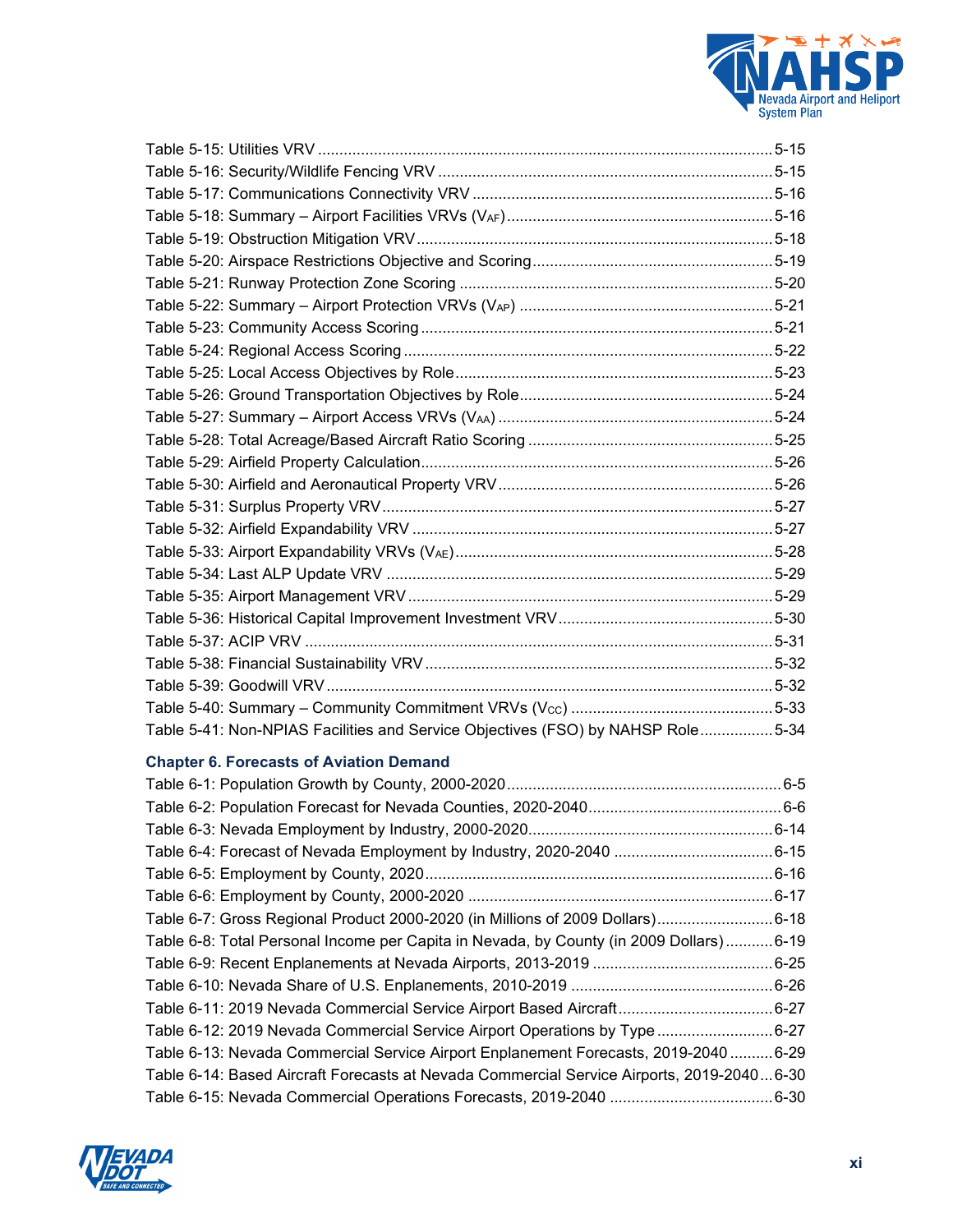Table 5-15: Utilities VRV ........................................................................................................ 5-15
Table 5-16: Security/Wildlife Fencing VRV ............................................................................. 5-15
Table 5-17: Communications Connectivity VRV ...................................................................... 5-16
Table 5-18: Summary – Airport Facilities VRVs ($V_{AF}$) ............................................................. 5-16
Table 5-19: Obstruction Mitigation VRV .................................................................................. 5-18
Table 5-20: Airspace Restrictions Objective and Scoring ........................................................ 5-19
Table 5-21: Runway Protection Zone Scoring ......................................................................... 5-20
Table 5-22: Summary – Airport Protection VRVs ($V_{AP}$) ........................................................... 5-21
Table 5-23: Community Access Scoring .................................................................................. 5-21
Table 5-24: Regional Access Scoring ...................................................................................... 5-22
Table 5-25: Local Access Objectives by Role .......................................................................... 5-23
Table 5-26: Ground Transportation Objectives by Role ........................................................... 5-24
Table 5-27: Summary – Airport Access VRVs ($V_{AA}$) ................................................................ 5-24
Table 5-28: Total Acreage/Based Aircraft Ratio Scoring ......................................................... 5-25
Table 5-29: Airfield Property Calculation ................................................................................. 5-26
Table 5-30: Airfield and Aeronautical Property VRV ................................................................ 5-26
Table 5-31: Surplus Property VRV .......................................................................................... 5-27
Table 5-32: Airfield Expandability VRV .................................................................................... 5-27
Table 5-33: Airport Expandability VRVs ($V_{AE}$) ......................................................................... 5-28
Table 5-34: Last ALP Update VRV ......................................................................................... 5-29
Table 5-35: Airport Management VRV .................................................................................... 5-29
Table 5-36: Historical Capital Improvement Investment VRV .................................................. 5-30
Table 5-37: ACIP VRV ............................................................................................................ 5-31
Table 5-38: Financial Sustainability VRV ................................................................................ 5-32
Table 5-39: Goodwill VRV ....................................................................................................... 5-32
Table 5-40: Summary – Community Commitment VRVs ($V_{CC}$) ............................................... 5-33
Table 5-41: Non-NPIAS Facilities and Service Objectives (FSO) by NAHSP Role ................. 5-34

### Chapter 6. Forecasts of Aviation Demand

Table 6-1: Population Growth by County, 2000-2020 ................................................................ 6-5
Table 6-2: Population Forecast for Nevada Counties, 2020-2040 ............................................. 6-6
Table 6-3: Nevada Employment by Industry, 2000-2020 ......................................................... 6-14
Table 6-4: Forecast of Nevada Employment by Industry, 2020-2040 ..................................... 6-15
Table 6-5: Employment by County, 2020 ................................................................................. 6-16
Table 6-6: Employment by County, 2000-2020 ....................................................................... 6-17
Table 6-7: Gross Regional Product 2000-2020 (in Millions of 2009 Dollars) ........................... 6-18
Table 6-8: Total Personal Income per Capita in Nevada, by County (in 2009 Dollars) ........... 6-19
Table 6-9: Recent Enplanements at Nevada Airports, 2013-2019 .......................................... 6-25
Table 6-10: Nevada Share of U.S. Enplanements, 2010-2019 ............................................... 6-26
Table 6-11: 2019 Nevada Commercial Service Airport Based Aircraft .................................... 6-27
Table 6-12: 2019 Nevada Commercial Service Airport Operations by Type ........................... 6-27
Table 6-13: Nevada Commercial Service Airport Enplanement Forecasts, 2019-2040 .......... 6-29
Table 6-14: Based Aircraft Forecasts at Nevada Commercial Service Airports, 2019-2040 ... 6-30
Table 6-15: Nevada Commercial Operations Forecasts, 2019-2040 ...................................... 6-30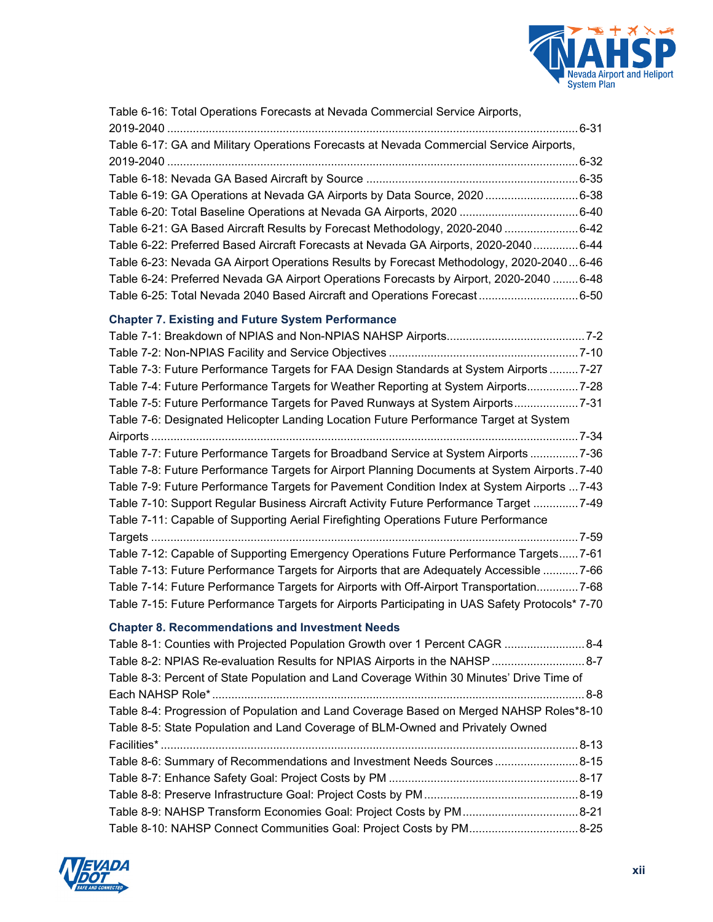Table 6-16: Total Operations Forecasts at Nevada Commercial Service Airports, 2019-2040 ........................................................................................................................ 6-31
Table 6-17: GA and Military Operations Forecasts at Nevada Commercial Service Airports, 2019-2040 ........................................................................................................................ 6-32
Table 6-18: Nevada GA Based Aircraft by Source ................................................................ 6-35
Table 6-19: GA Operations at Nevada GA Airports by Data Source, 2020 ............................ 6-38
Table 6-20: Total Baseline Operations at Nevada GA Airports, 2020 .................................... 6-40
Table 6-21: GA Based Aircraft Results by Forecast Methodology, 2020-2040 ...................... 6-42
Table 6-22: Preferred Based Aircraft Forecasts at Nevada GA Airports, 2020-2040 ............. 6-44
Table 6-23: Nevada GA Airport Operations Results by Forecast Methodology, 2020-2040 ... 6-46
Table 6-24: Preferred Nevada GA Airport Operations Forecasts by Airport, 2020-2040 ........ 6-48
Table 6-25: Total Nevada 2040 Based Aircraft and Operations Forecast .............................. 6-50

### Chapter 7. Existing and Future System Performance

Table 7-1: Breakdown of NPIAS and Non-NPIAS NAHSP Airports.......................................... 7-2
Table 7-2: Non-NPIAS Facility and Service Objectives ......................................................... 7-10
Table 7-3: Future Performance Targets for FAA Design Standards at System Airports ......... 7-27
Table 7-4: Future Performance Targets for Weather Reporting at System Airports ............... 7-28
Table 7-5: Future Performance Targets for Paved Runways at System Airports ................... 7-31
Table 7-6: Designated Helicopter Landing Location Future Performance Target at System Airports ................................................................................................................................. 7-34
Table 7-7: Future Performance Targets for Broadband Service at System Airports ............... 7-36
Table 7-8: Future Performance Targets for Airport Planning Documents at System Airports . 7-40
Table 7-9: Future Performance Targets for Pavement Condition Index at System Airports ... 7-43
Table 7-10: Support Regular Business Aircraft Activity Future Performance Target ............. 7-49
Table 7-11: Capable of Supporting Aerial Firefighting Operations Future Performance Targets ................................................................................................................................. 7-59
Table 7-12: Capable of Supporting Emergency Operations Future Performance Targets ...... 7-61
Table 7-13: Future Performance Targets for Airports that are Adequately Accessible ........... 7-66
Table 7-14: Future Performance Targets for Airports with Off-Airport Transportation ............. 7-68
Table 7-15: Future Performance Targets for Airports Participating in UAS Safety Protocols* 7-70

### Chapter 8. Recommendations and Investment Needs

Table 8-1: Counties with Projected Population Growth over 1 Percent CAGR ......................... 8-4
Table 8-2: NPIAS Re-evaluation Results for NPIAS Airports in the NAHSP ............................ 8-7
Table 8-3: Percent of State Population and Land Coverage Within 30 Minutes' Drive Time of Each NAHSP Role* ................................................................................................................ 8-8
Table 8-4: Progression of Population and Land Coverage Based on Merged NAHSP Roles* 8-10
Table 8-5: State Population and Land Coverage of BLM-Owned and Privately Owned Facilities* ............................................................................................................................. 8-13
Table 8-6: Summary of Recommendations and Investment Needs Sources .......................... 8-15
Table 8-7: Enhance Safety Goal: Project Costs by PM ........................................................... 8-17
Table 8-8: Preserve Infrastructure Goal: Project Costs by PM ................................................ 8-19
Table 8-9: NAHSP Transform Economies Goal: Project Costs by PM .................................... 8-21
Table 8-10: NAHSP Connect Communities Goal: Project Costs by PM .................................. 8-25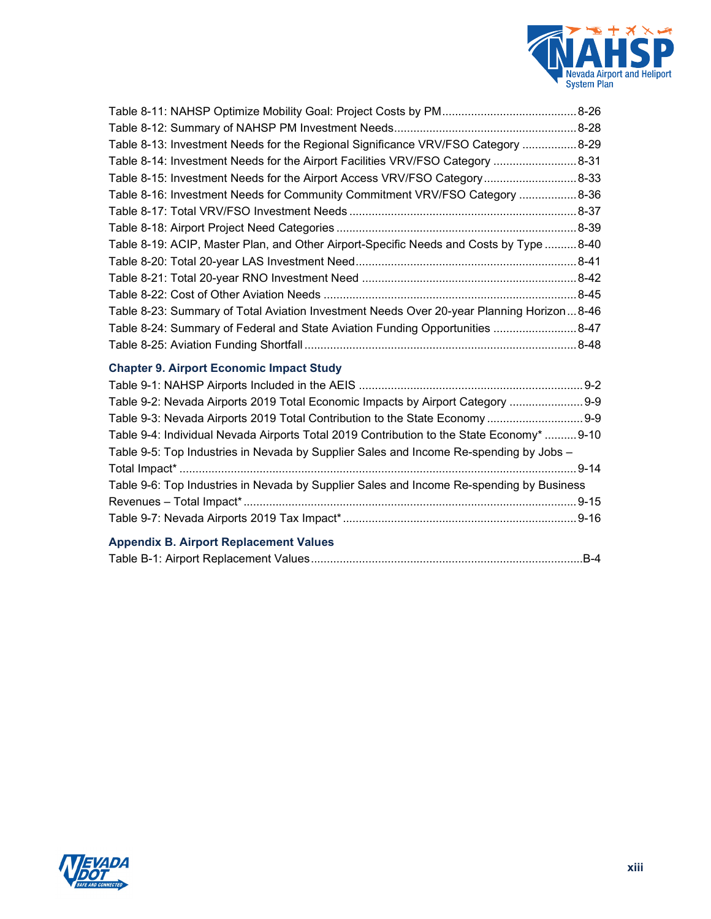Table 8-11: NAHSP Optimize Mobility Goal: Project Costs by PM .......................................... 8-26
Table 8-12: Summary of NAHSP PM Investment Needs ........................................................ 8-28
Table 8-13: Investment Needs for the Regional Significance VRV/FSO Category ................. 8-29
Table 8-14: Investment Needs for the Airport Facilities VRV/FSO Category .......................... 8-31
Table 8-15: Investment Needs for the Airport Access VRV/FSO Category ............................. 8-33
Table 8-16: Investment Needs for Community Commitment VRV/FSO Category .................. 8-36
Table 8-17: Total VRV/FSO Investment Needs ...................................................................... 8-37
Table 8-18: Airport Project Need Categories .......................................................................... 8-39
Table 8-19: ACIP, Master Plan, and Other Airport-Specific Needs and Costs by Type .......... 8-40
Table 8-20: Total 20-year LAS Investment Need .................................................................... 8-41
Table 8-21: Total 20-year RNO Investment Need ................................................................... 8-42
Table 8-22: Cost of Other Aviation Needs .............................................................................. 8-45
Table 8-23: Summary of Total Aviation Investment Needs Over 20-year Planning Horizon ... 8-46
Table 8-24: Summary of Federal and State Aviation Funding Opportunities .......................... 8-47
Table 8-25: Aviation Funding Shortfall .................................................................................... 8-48

### Chapter 9. Airport Economic Impact Study

Table 9-1: NAHSP Airports Included in the AEIS ..................................................................... 9-2
Table 9-2: Nevada Airports 2019 Total Economic Impacts by Airport Category ....................... 9-9
Table 9-3: Nevada Airports 2019 Total Contribution to the State Economy .............................. 9-9
Table 9-4: Individual Nevada Airports Total 2019 Contribution to the State Economy* .......... 9-10
Table 9-5: Top Industries in Nevada by Supplier Sales and Income Re-spending by Jobs – Total Impact* ........................................................................................................................... 9-14
Table 9-6: Top Industries in Nevada by Supplier Sales and Income Re-spending by Business Revenues – Total Impact* ....................................................................................................... 9-15
Table 9-7: Nevada Airports 2019 Tax Impact* ........................................................................ 9-16

### Appendix B. Airport Replacement Values

Table B-1: Airport Replacement Values .................................................................................... B-4